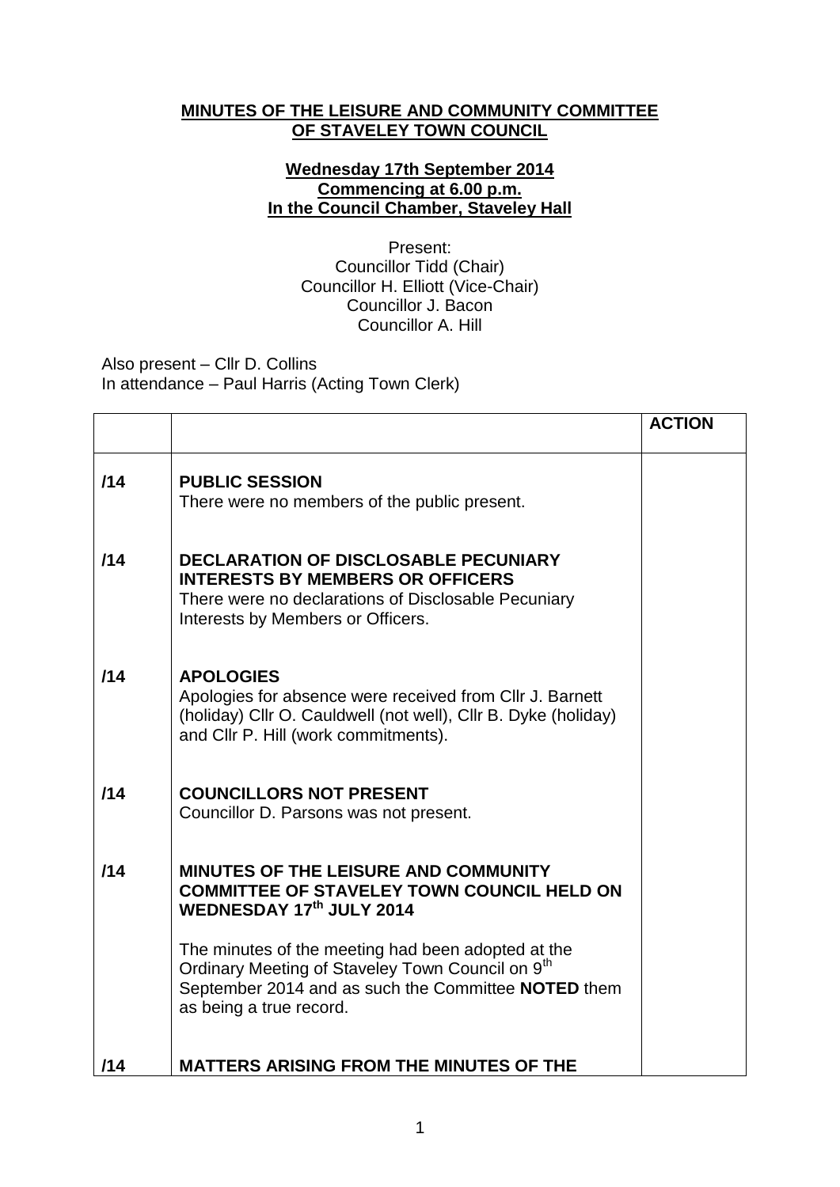**MINUTES OF THE LEISURE AND COMMUNITY COMMITTEE OF STAVELEY TOWN COUNCIL**

**Wednesday 17th September 2014**
**Commencing at 6.00 p.m.**
**In the Council Chamber, Staveley Hall**

Present:
Councillor Tidd (Chair)
Councillor H. Elliott (Vice-Chair)
Councillor J. Bacon
Councillor A. Hill

Also present – Cllr D. Collins
In attendance – Paul Harris (Acting Town Clerk)

| | | **ACTION** |
|---|---|---|
| /14 | **PUBLIC SESSION**<br>There were no members of the public present. | |
| /14 | **DECLARATION OF DISCLOSABLE PECUNIARY INTERESTS BY MEMBERS OR OFFICERS**<br>There were no declarations of Disclosable Pecuniary Interests by Members or Officers. | |
| /14 | **APOLOGIES**<br>Apologies for absence were received from Cllr J. Barnett (holiday) Cllr O. Cauldwell (not well), Cllr B. Dyke (holiday) and Cllr P. Hill (work commitments). | |
| /14 | **COUNCILLORS NOT PRESENT**<br>Councillor D. Parsons was not present. | |
| /14 | **MINUTES OF THE LEISURE AND COMMUNITY COMMITTEE OF STAVELEY TOWN COUNCIL HELD ON WEDNESDAY 17th JULY 2014**<br><br>The minutes of the meeting had been adopted at the Ordinary Meeting of Staveley Town Council on 9th September 2014 and as such the Committee **NOTED** them as being a true record. | |
| /14 | **MATTERS ARISING FROM THE MINUTES OF THE** | |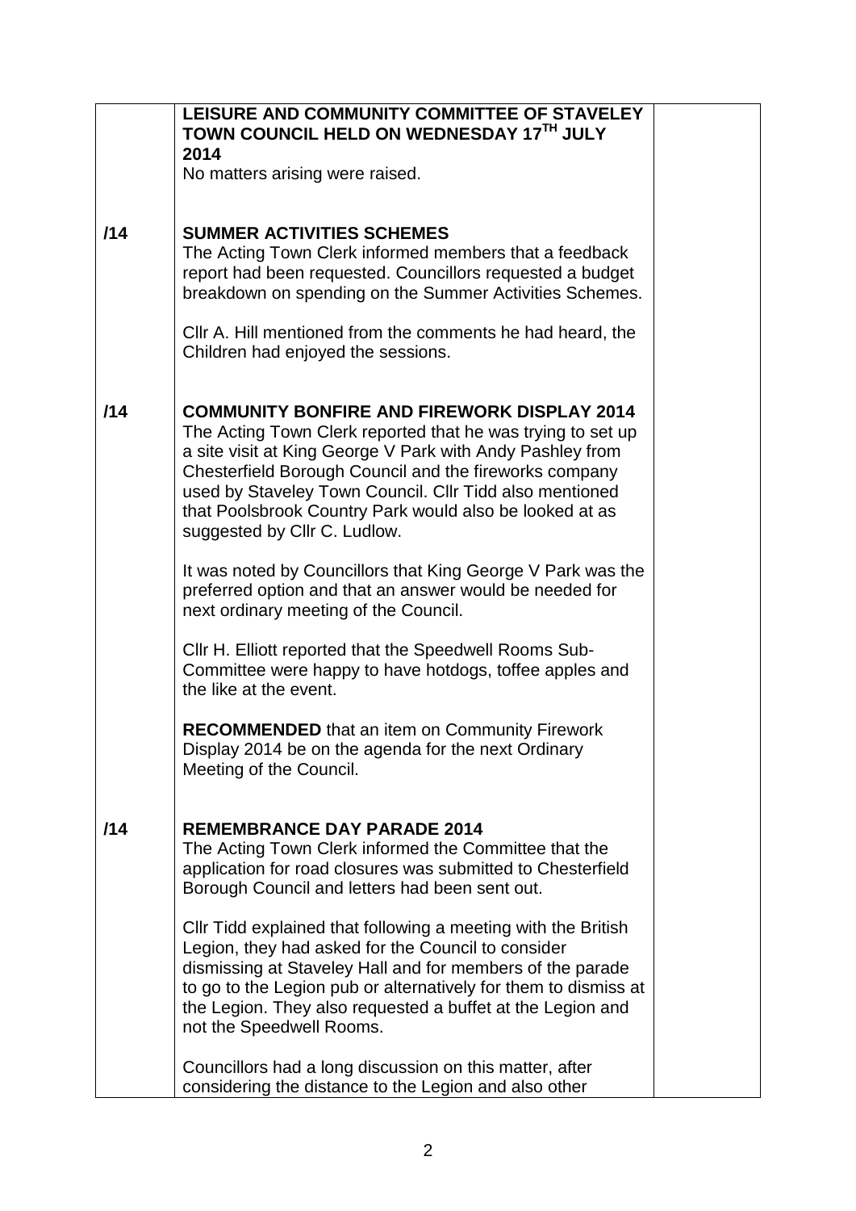| | | |
|---|---|---|
| | **LEISURE AND COMMUNITY COMMITTEE OF STAVELEY TOWN COUNCIL HELD ON WEDNESDAY 17TH JULY 2014**<br>No matters arising were raised. | |
| /14 | **SUMMER ACTIVITIES SCHEMES**<br>The Acting Town Clerk informed members that a feedback report had been requested. Councillors requested a budget breakdown on spending on the Summer Activities Schemes.<br><br>Cllr A. Hill mentioned from the comments he had heard, the Children had enjoyed the sessions. | |
| /14 | **COMMUNITY BONFIRE AND FIREWORK DISPLAY 2014**<br>The Acting Town Clerk reported that he was trying to set up a site visit at King George V Park with Andy Pashley from Chesterfield Borough Council and the fireworks company used by Staveley Town Council. Cllr Tidd also mentioned that Poolsbrook Country Park would also be looked at as suggested by Cllr C. Ludlow.<br><br>It was noted by Councillors that King George V Park was the preferred option and that an answer would be needed for next ordinary meeting of the Council.<br><br>Cllr H. Elliott reported that the Speedwell Rooms Sub-Committee were happy to have hotdogs, toffee apples and the like at the event.<br><br>**RECOMMENDED** that an item on Community Firework Display 2014 be on the agenda for the next Ordinary Meeting of the Council. | |
| /14 | **REMEMBRANCE DAY PARADE 2014**<br>The Acting Town Clerk informed the Committee that the application for road closures was submitted to Chesterfield Borough Council and letters had been sent out.<br><br>Cllr Tidd explained that following a meeting with the British Legion, they had asked for the Council to consider dismissing at Staveley Hall and for members of the parade to go to the Legion pub or alternatively for them to dismiss at the Legion. They also requested a buffet at the Legion and not the Speedwell Rooms.<br><br>Councillors had a long discussion on this matter, after considering the distance to the Legion and also other | |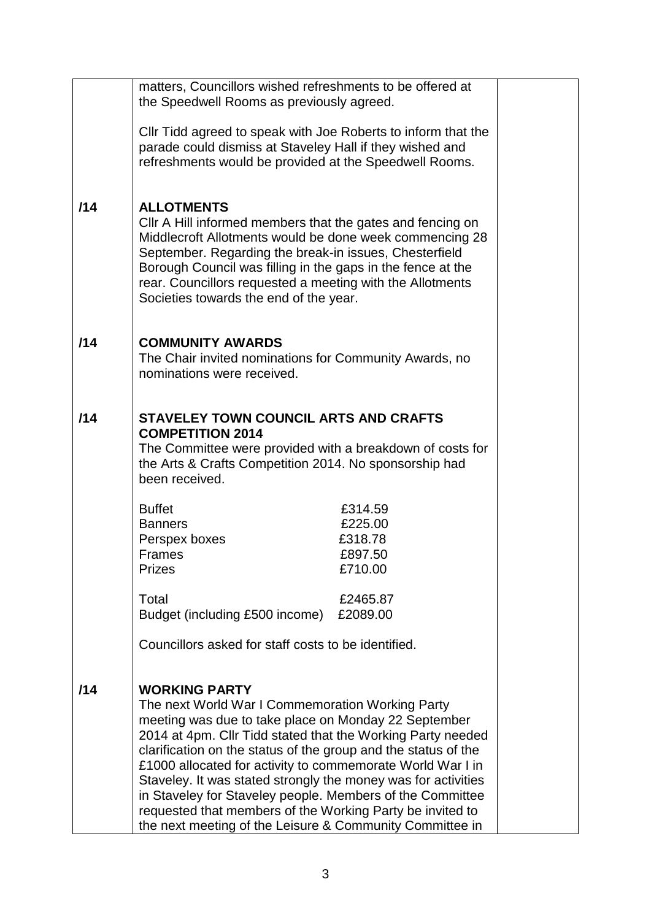matters, Councillors wished refreshments to be offered at the Speedwell Rooms as previously agreed.

Cllr Tidd agreed to speak with Joe Roberts to inform that the parade could dismiss at Staveley Hall if they wished and refreshments would be provided at the Speedwell Rooms.

/14 **ALLOTMENTS**

Cllr A Hill informed members that the gates and fencing on Middlecroft Allotments would be done week commencing 28 September. Regarding the break-in issues, Chesterfield Borough Council was filling in the gaps in the fence at the rear. Councillors requested a meeting with the Allotments Societies towards the end of the year.

/14 **COMMUNITY AWARDS**

The Chair invited nominations for Community Awards, no nominations were received.

/14 **STAVELEY TOWN COUNCIL ARTS AND CRAFTS COMPETITION 2014**

The Committee were provided with a breakdown of costs for the Arts & Crafts Competition 2014. No sponsorship had been received.

| | |
|---|---|
| Buffet | £314.59 |
| Banners | £225.00 |
| Perspex boxes | £318.78 |
| Frames | £897.50 |
| Prizes | £710.00 |
| Total | £2465.87 |
| Budget (including £500 income) | £2089.00 |

Councillors asked for staff costs to be identified.

/14 **WORKING PARTY**

The next World War I Commemoration Working Party meeting was due to take place on Monday 22 September 2014 at 4pm. Cllr Tidd stated that the Working Party needed clarification on the status of the group and the status of the £1000 allocated for activity to commemorate World War I in Staveley. It was stated strongly the money was for activities in Staveley for Staveley people. Members of the Committee requested that members of the Working Party be invited to the next meeting of the Leisure & Community Committee in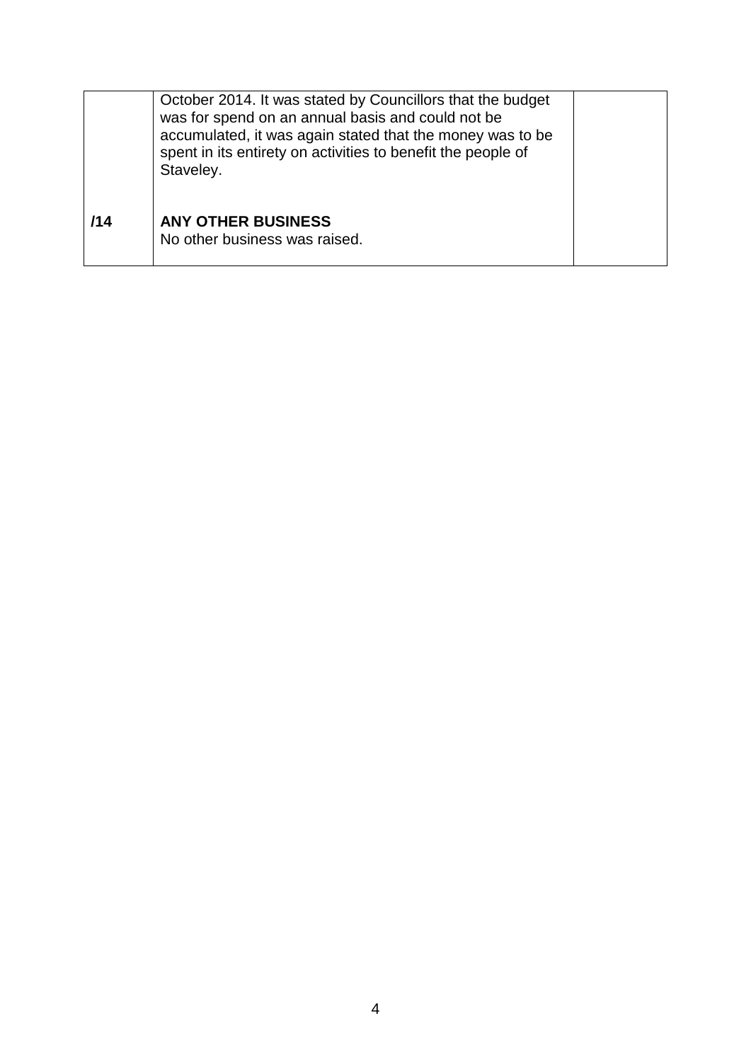| | | |
|---|---|---|
| | October 2014. It was stated by Councillors that the budget was for spend on an annual basis and could not be accumulated, it was again stated that the money was to be spent in its entirety on activities to benefit the people of Staveley. | |
| **/14** | **ANY OTHER BUSINESS**<br>No other business was raised. | |